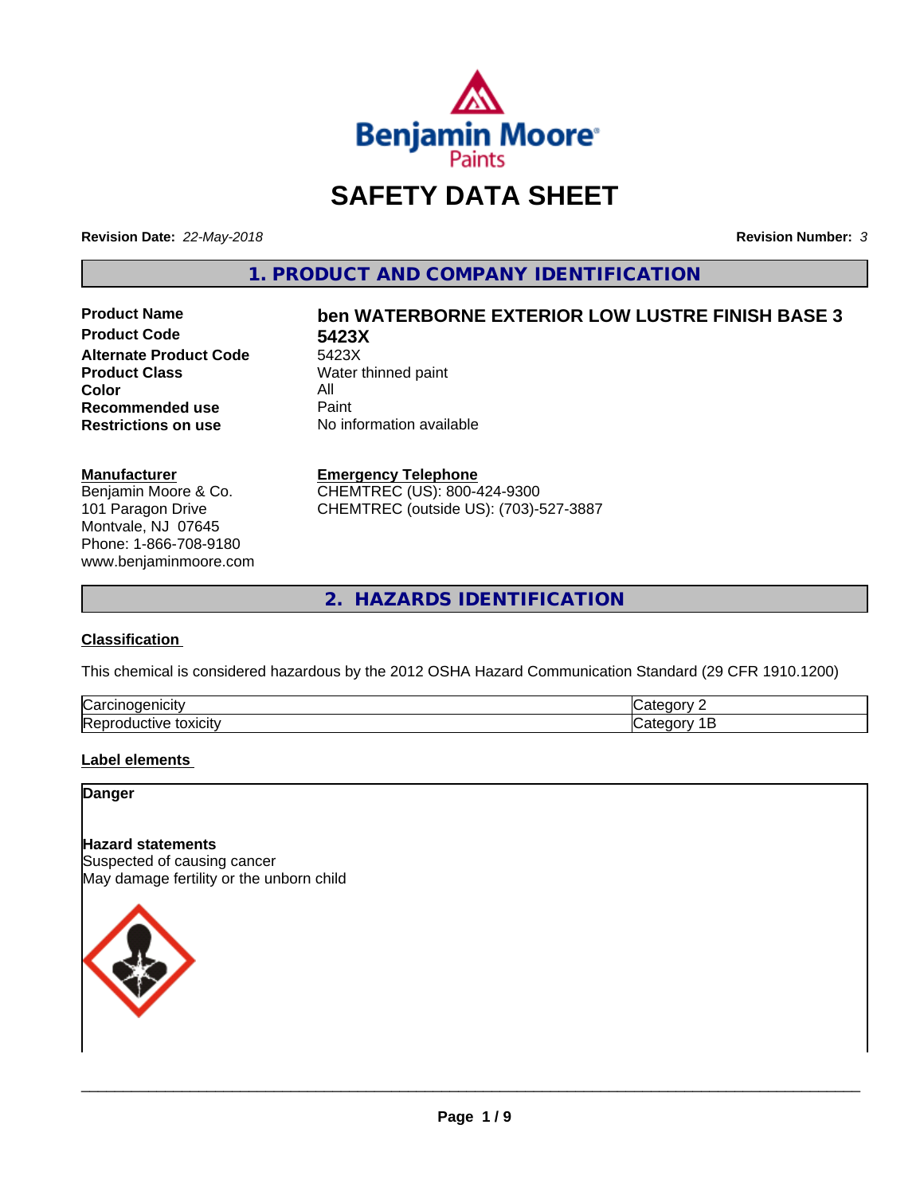# SAFETY DATA SHEET

**Revision Date:** *22-May-2018*

**Revision Number:** *3*

## 1. PRODUCT AND COMPANY IDENTIFICATION

| | |
|---|---|
| **Product Name** | **ben WATERBORNE EXTERIOR LOW LUSTRE FINISH BASE 3** |
| **Product Code** | **5423X** |
| **Alternate Product Code** | 5423X |
| **Product Class** | Water thinned paint |
| **Color** | All |
| **Recommended use** | Paint |
| **Restrictions on use** | No information available |

**Manufacturer**
Benjamin Moore & Co.
101 Paragon Drive
Montvale, NJ 07645
Phone: 1-866-708-9180
www.benjaminmoore.com

**Emergency Telephone**
CHEMTREC (US): 800-424-9300
CHEMTREC (outside US): (703)-527-3887

## 2. HAZARDS IDENTIFICATION

### Classification

This chemical is considered hazardous by the 2012 OSHA Hazard Communication Standard (29 CFR 1910.1200)

| | |
|---|---|
| Carcinogenicity | Category 2 |
| Reproductive toxicity | Category 1B |

### Label elements

**Danger**

**Hazard statements**
Suspected of causing cancer
May damage fertility or the unborn child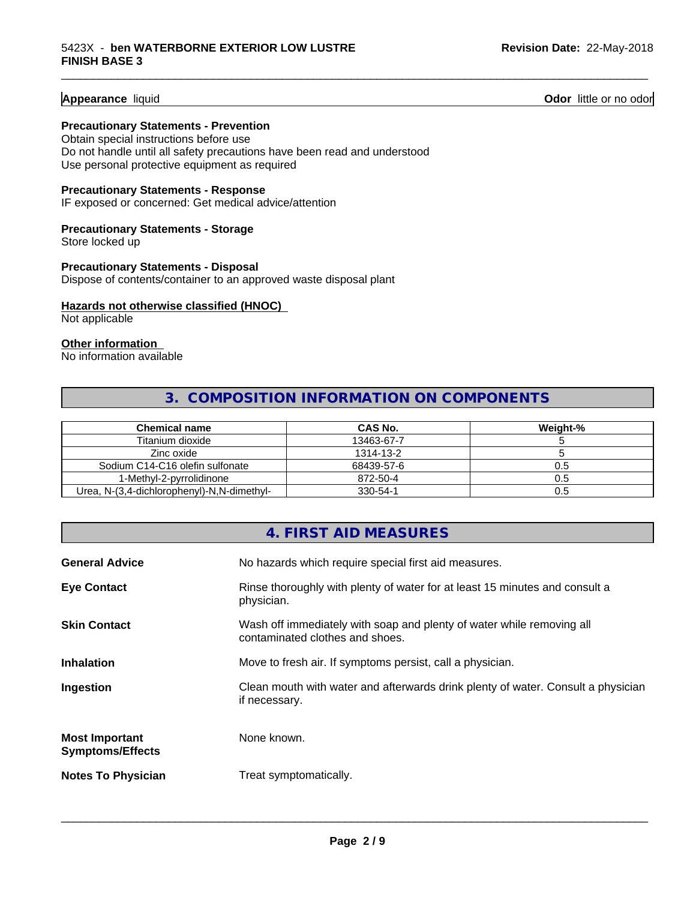**Appearance** liquid **Odor** little or no odor

**Precautionary Statements - Prevention**
Obtain special instructions before use
Do not handle until all safety precautions have been read and understood
Use personal protective equipment as required

**Precautionary Statements - Response**
IF exposed or concerned: Get medical advice/attention

**Precautionary Statements - Storage**
Store locked up

**Precautionary Statements - Disposal**
Dispose of contents/container to an approved waste disposal plant

**Hazards not otherwise classified (HNOC)**
Not applicable

**Other information**
No information available

## 3. COMPOSITION INFORMATION ON COMPONENTS

| Chemical name | CAS No. | Weight-% |
|---|---|---|
| Titanium dioxide | 13463-67-7 | 5 |
| Zinc oxide | 1314-13-2 | 5 |
| Sodium C14-C16 olefin sulfonate | 68439-57-6 | 0.5 |
| 1-Methyl-2-pyrrolidinone | 872-50-4 | 0.5 |
| Urea, N-(3,4-dichlorophenyl)-N,N-dimethyl- | 330-54-1 | 0.5 |

## 4. FIRST AID MEASURES

**General Advice** No hazards which require special first aid measures.

**Eye Contact** Rinse thoroughly with plenty of water for at least 15 minutes and consult a physician.

**Skin Contact** Wash off immediately with soap and plenty of water while removing all contaminated clothes and shoes.

**Inhalation** Move to fresh air. If symptoms persist, call a physician.

**Ingestion** Clean mouth with water and afterwards drink plenty of water. Consult a physician if necessary.

**Most Important Symptoms/Effects** None known.

**Notes To Physician** Treat symptomatically.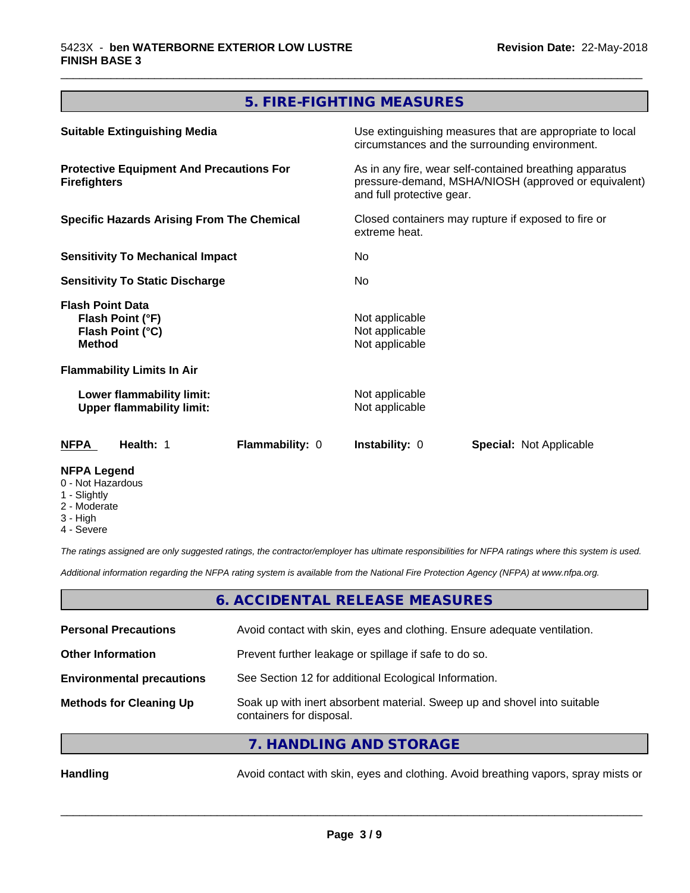## 5. FIRE-FIGHTING MEASURES

| | |
|---|---|
| **Suitable Extinguishing Media** | Use extinguishing measures that are appropriate to local circumstances and the surrounding environment. |
| **Protective Equipment And Precautions For Firefighters** | As in any fire, wear self-contained breathing apparatus pressure-demand, MSHA/NIOSH (approved or equivalent) and full protective gear. |
| **Specific Hazards Arising From The Chemical** | Closed containers may rupture if exposed to fire or extreme heat. |
| **Sensitivity To Mechanical Impact** | No |
| **Sensitivity To Static Discharge** | No |
| **Flash Point Data** | |
| **Flash Point (°F)** | Not applicable |
| **Flash Point (°C)** | Not applicable |
| **Method** | Not applicable |
| **Flammability Limits In Air** | |
| **Lower flammability limit:** | Not applicable |
| **Upper flammability limit:** | Not applicable |

| NFPA | Health: 1 | Flammability: 0 | Instability: 0 | Special: Not Applicable |
|---|---|---|---|---|

**NFPA Legend**
- 0 - Not Hazardous
- 1 - Slightly
- 2 - Moderate
- 3 - High
- 4 - Severe

*The ratings assigned are only suggested ratings, the contractor/employer has ultimate responsibilities for NFPA ratings where this system is used.*

*Additional information regarding the NFPA rating system is available from the National Fire Protection Agency (NFPA) at www.nfpa.org.*

## 6. ACCIDENTAL RELEASE MEASURES

| | |
|---|---|
| **Personal Precautions** | Avoid contact with skin, eyes and clothing. Ensure adequate ventilation. |
| **Other Information** | Prevent further leakage or spillage if safe to do so. |
| **Environmental precautions** | See Section 12 for additional Ecological Information. |
| **Methods for Cleaning Up** | Soak up with inert absorbent material. Sweep up and shovel into suitable containers for disposal. |

## 7. HANDLING AND STORAGE

| | |
|---|---|
| **Handling** | Avoid contact with skin, eyes and clothing. Avoid breathing vapors, spray mists or |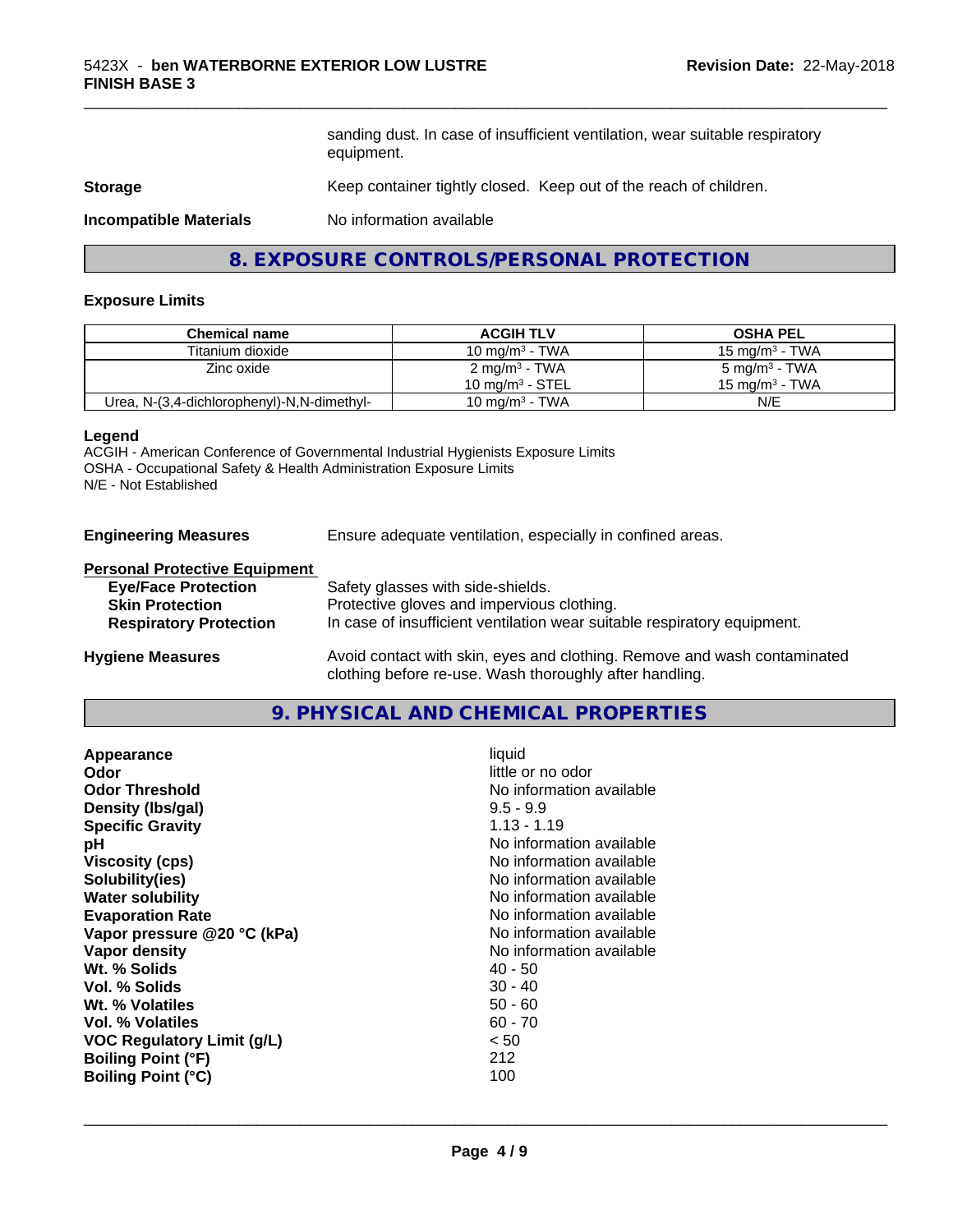sanding dust. In case of insufficient ventilation, wear suitable respiratory equipment.

**Storage** Keep container tightly closed. Keep out of the reach of children.

**Incompatible Materials** No information available

## 8. EXPOSURE CONTROLS/PERSONAL PROTECTION

### Exposure Limits

| Chemical name | ACGIH TLV | OSHA PEL |
|---|---|---|
| Titanium dioxide | 10 mg/m$^3$ - TWA | 15 mg/m$^3$ - TWA |
| Zinc oxide | 2 mg/m$^3$ - TWA<br>10 mg/m$^3$ - STEL | 5 mg/m$^3$ - TWA<br>15 mg/m$^3$ - TWA |
| Urea, N-(3,4-dichlorophenyl)-N,N-dimethyl- | 10 mg/m$^3$ - TWA | N/E |

**Legend**
ACGIH - American Conference of Governmental Industrial Hygienists Exposure Limits
OSHA - Occupational Safety & Health Administration Exposure Limits
N/E - Not Established

**Engineering Measures** Ensure adequate ventilation, especially in confined areas.

**Personal Protective Equipment**

- **Eye/Face Protection** Safety glasses with side-shields.
- **Skin Protection** Protective gloves and impervious clothing.
- **Respiratory Protection** In case of insufficient ventilation wear suitable respiratory equipment.

**Hygiene Measures** Avoid contact with skin, eyes and clothing. Remove and wash contaminated clothing before re-use. Wash thoroughly after handling.

## 9. PHYSICAL AND CHEMICAL PROPERTIES

| | |
|---|---|
| **Appearance** | liquid |
| **Odor** | little or no odor |
| **Odor Threshold** | No information available |
| **Density (lbs/gal)** | 9.5 - 9.9 |
| **Specific Gravity** | 1.13 - 1.19 |
| **pH** | No information available |
| **Viscosity (cps)** | No information available |
| **Solubility(ies)** | No information available |
| **Water solubility** | No information available |
| **Evaporation Rate** | No information available |
| **Vapor pressure @20 °C (kPa)** | No information available |
| **Vapor density** | No information available |
| **Wt. % Solids** | 40 - 50 |
| **Vol. % Solids** | 30 - 40 |
| **Wt. % Volatiles** | 50 - 60 |
| **Vol. % Volatiles** | 60 - 70 |
| **VOC Regulatory Limit (g/L)** | < 50 |
| **Boiling Point (°F)** | 212 |
| **Boiling Point (°C)** | 100 |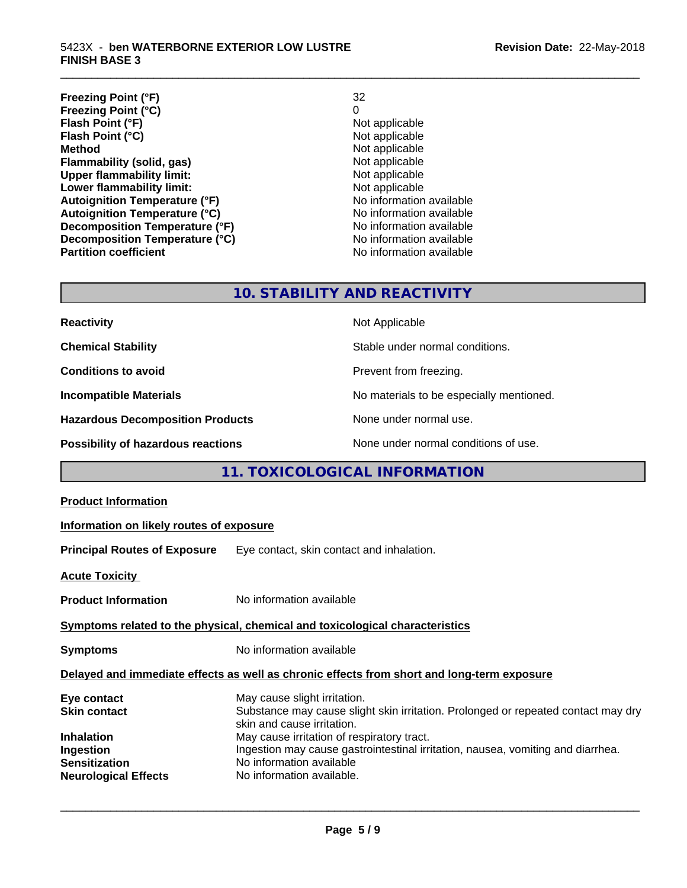| | |
|---|---|
| **Freezing Point (°F)** | 32 |
| **Freezing Point (°C)** | 0 |
| **Flash Point (°F)** | Not applicable |
| **Flash Point (°C)** | Not applicable |
| **Method** | Not applicable |
| **Flammability (solid, gas)** | Not applicable |
| **Upper flammability limit:** | Not applicable |
| **Lower flammability limit:** | Not applicable |
| **Autoignition Temperature (°F)** | No information available |
| **Autoignition Temperature (°C)** | No information available |
| **Decomposition Temperature (°F)** | No information available |
| **Decomposition Temperature (°C)** | No information available |
| **Partition coefficient** | No information available |

## 10. STABILITY AND REACTIVITY

| | |
|---|---|
| **Reactivity** | Not Applicable |
| **Chemical Stability** | Stable under normal conditions. |
| **Conditions to avoid** | Prevent from freezing. |
| **Incompatible Materials** | No materials to be especially mentioned. |
| **Hazardous Decomposition Products** | None under normal use. |
| **Possibility of hazardous reactions** | None under normal conditions of use. |

## 11. TOXICOLOGICAL INFORMATION

**Product Information**

**Information on likely routes of exposure**

**Principal Routes of Exposure** Eye contact, skin contact and inhalation.

**Acute Toxicity**

**Product Information** No information available

**Symptoms related to the physical, chemical and toxicological characteristics**

**Symptoms** No information available

**Delayed and immediate effects as well as chronic effects from short and long-term exposure**

| | |
|---|---|
| **Eye contact** | May cause slight irritation. |
| **Skin contact** | Substance may cause slight skin irritation. Prolonged or repeated contact may dry skin and cause irritation. |
| **Inhalation** | May cause irritation of respiratory tract. |
| **Ingestion** | Ingestion may cause gastrointestinal irritation, nausea, vomiting and diarrhea. |
| **Sensitization** | No information available |
| **Neurological Effects** | No information available. |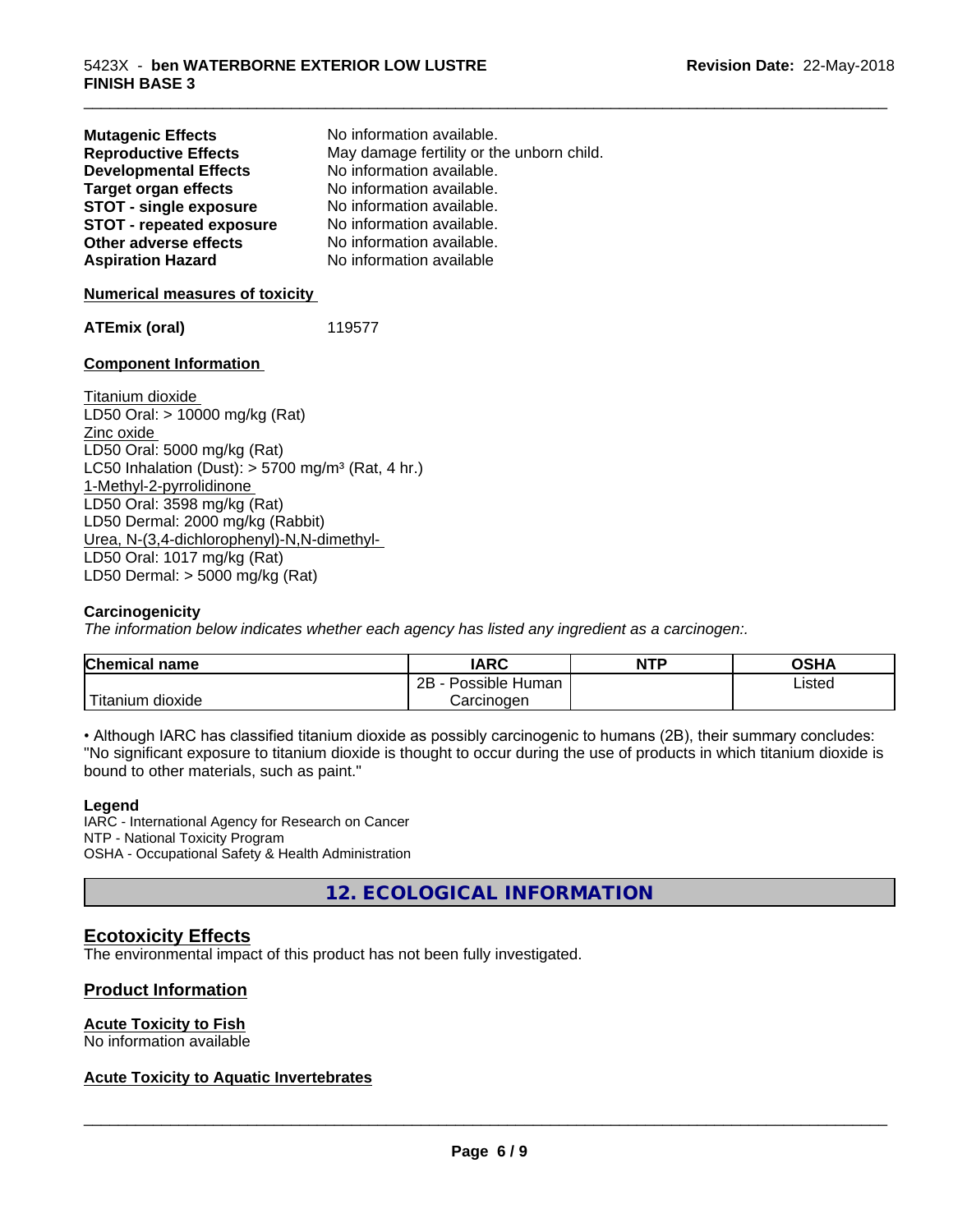| | |
|---|---|
| **Mutagenic Effects** | No information available. |
| **Reproductive Effects** | May damage fertility or the unborn child. |
| **Developmental Effects** | No information available. |
| **Target organ effects** | No information available. |
| **STOT - single exposure** | No information available. |
| **STOT - repeated exposure** | No information available. |
| **Other adverse effects** | No information available. |
| **Aspiration Hazard** | No information available |

**Numerical measures of toxicity**

**ATEmix (oral)** 119577

**Component Information**

Titanium dioxide
LD50 Oral: > 10000 mg/kg (Rat)
Zinc oxide
LD50 Oral: 5000 mg/kg (Rat)
LC50 Inhalation (Dust): > 5700 mg/m³ (Rat, 4 hr.)
1-Methyl-2-pyrrolidinone
LD50 Oral: 3598 mg/kg (Rat)
LD50 Dermal: 2000 mg/kg (Rabbit)
Urea, N-(3,4-dichlorophenyl)-N,N-dimethyl-
LD50 Oral: 1017 mg/kg (Rat)
LD50 Dermal: > 5000 mg/kg (Rat)

**Carcinogenicity**

*The information below indicates whether each agency has listed any ingredient as a carcinogen:.*

| Chemical name | IARC | NTP | OSHA |
|---|---|---|---|
| Titanium dioxide | 2B - Possible Human Carcinogen | | Listed |

• Although IARC has classified titanium dioxide as possibly carcinogenic to humans (2B), their summary concludes: "No significant exposure to titanium dioxide is thought to occur during the use of products in which titanium dioxide is bound to other materials, such as paint."

**Legend**

IARC - International Agency for Research on Cancer
NTP - National Toxicity Program
OSHA - Occupational Safety & Health Administration

## 12. ECOLOGICAL INFORMATION

### Ecotoxicity Effects

The environmental impact of this product has not been fully investigated.

### Product Information

**Acute Toxicity to Fish**
No information available

**Acute Toxicity to Aquatic Invertebrates**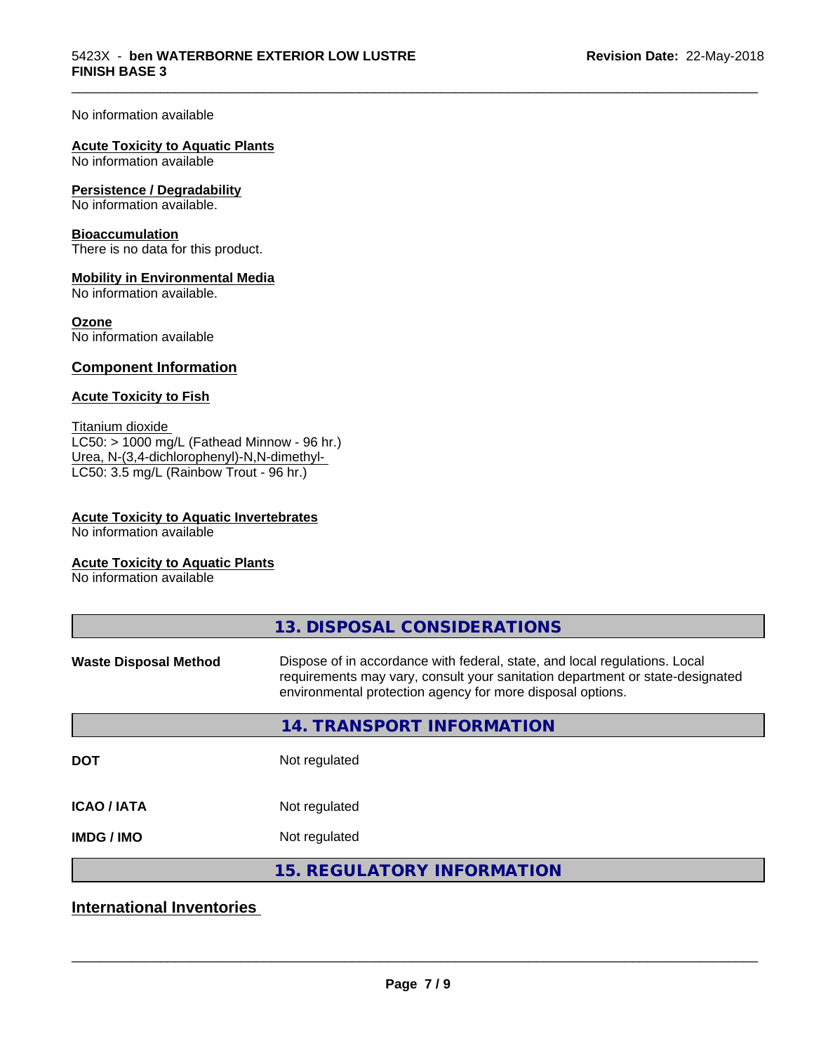No information available

**Acute Toxicity to Aquatic Plants**
No information available

**Persistence / Degradability**
No information available.

**Bioaccumulation**
There is no data for this product.

**Mobility in Environmental Media**
No information available.

**Ozone**
No information available

## Component Information

**Acute Toxicity to Fish**

Titanium dioxide
LC50: > 1000 mg/L (Fathead Minnow - 96 hr.)
Urea, N-(3,4-dichlorophenyl)-N,N-dimethyl-
LC50: 3.5 mg/L (Rainbow Trout - 96 hr.)

**Acute Toxicity to Aquatic Invertebrates**
No information available

**Acute Toxicity to Aquatic Plants**
No information available

## 13. DISPOSAL CONSIDERATIONS

| | |
|---|---|
| **Waste Disposal Method** | Dispose of in accordance with federal, state, and local regulations. Local requirements may vary, consult your sanitation department or state-designated environmental protection agency for more disposal options. |

## 14. TRANSPORT INFORMATION

| | |
|---|---|
| **DOT** | Not regulated |
| **ICAO / IATA** | Not regulated |
| **IMDG / IMO** | Not regulated |

## 15. REGULATORY INFORMATION

## International Inventories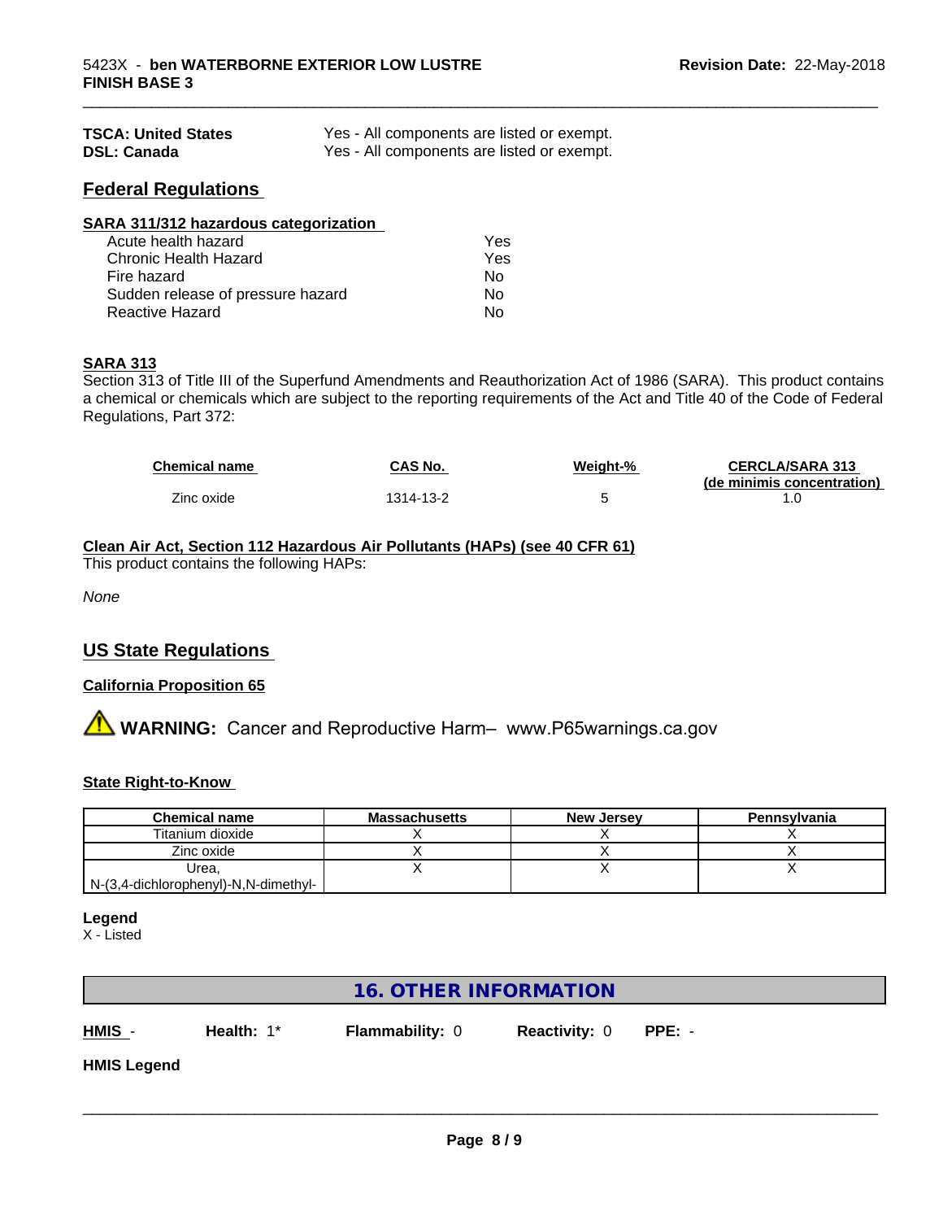| | |
|---|---|
| **TSCA: United States** | Yes - All components are listed or exempt. |
| **DSL: Canada** | Yes - All components are listed or exempt. |

## Federal Regulations

**SARA 311/312 hazardous categorization**

| | |
|---|---|
| Acute health hazard | Yes |
| Chronic Health Hazard | Yes |
| Fire hazard | No |
| Sudden release of pressure hazard | No |
| Reactive Hazard | No |

**SARA 313**

Section 313 of Title III of the Superfund Amendments and Reauthorization Act of 1986 (SARA). This product contains a chemical or chemicals which are subject to the reporting requirements of the Act and Title 40 of the Code of Federal Regulations, Part 372:

| Chemical name | CAS No. | Weight-% | CERCLA/SARA 313 (de minimis concentration) |
|---|---|---|---|
| Zinc oxide | 1314-13-2 | 5 | 1.0 |

**Clean Air Act, Section 112 Hazardous Air Pollutants (HAPs) (see 40 CFR 61)**

This product contains the following HAPs:

*None*

## US State Regulations

**California Proposition 65**

⚠ **WARNING:** Cancer and Reproductive Harm– www.P65warnings.ca.gov

**State Right-to-Know**

| Chemical name | Massachusetts | New Jersey | Pennsylvania |
|---|---|---|---|
| Titanium dioxide | X | X | X |
| Zinc oxide | X | X | X |
| Urea, N-(3,4-dichlorophenyl)-N,N-dimethyl- | X | X | X |

**Legend**

X - Listed

## 16. OTHER INFORMATION

**HMIS** - **Health:** 1* **Flammability:** 0 **Reactivity:** 0 **PPE:** -

**HMIS Legend**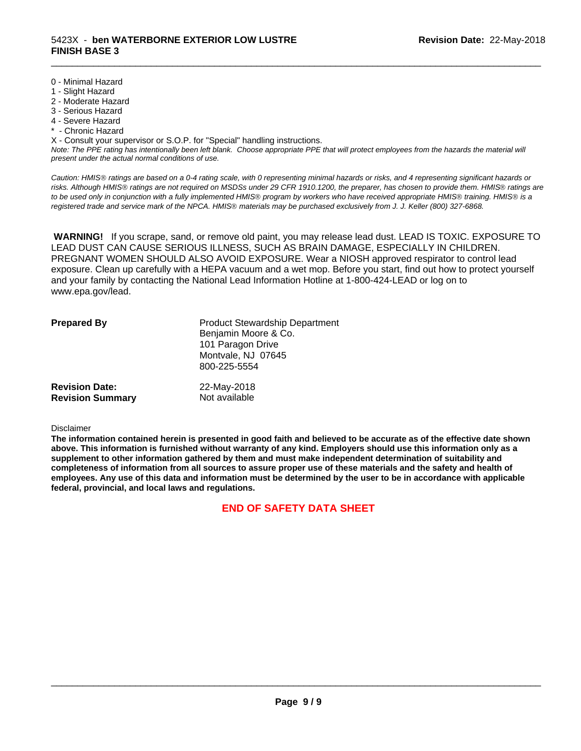0 - Minimal Hazard
1 - Slight Hazard
2 - Moderate Hazard
3 - Serious Hazard
4 - Severe Hazard
* - Chronic Hazard
X - Consult your supervisor or S.O.P. for "Special" handling instructions.

*Note: The PPE rating has intentionally been left blank. Choose appropriate PPE that will protect employees from the hazards the material will present under the actual normal conditions of use.*

*Caution: HMIS® ratings are based on a 0-4 rating scale, with 0 representing minimal hazards or risks, and 4 representing significant hazards or risks. Although HMIS® ratings are not required on MSDSs under 29 CFR 1910.1200, the preparer, has chosen to provide them. HMIS® ratings are to be used only in conjunction with a fully implemented HMIS® program by workers who have received appropriate HMIS® training. HMIS® is a registered trade and service mark of the NPCA. HMIS® materials may be purchased exclusively from J. J. Keller (800) 327-6868.*

**WARNING!** If you scrape, sand, or remove old paint, you may release lead dust. LEAD IS TOXIC. EXPOSURE TO LEAD DUST CAN CAUSE SERIOUS ILLNESS, SUCH AS BRAIN DAMAGE, ESPECIALLY IN CHILDREN. PREGNANT WOMEN SHOULD ALSO AVOID EXPOSURE. Wear a NIOSH approved respirator to control lead exposure. Clean up carefully with a HEPA vacuum and a wet mop. Before you start, find out how to protect yourself and your family by contacting the National Lead Information Hotline at 1-800-424-LEAD or log on to www.epa.gov/lead.

| | |
|---|---|
| **Prepared By** | Product Stewardship Department<br>Benjamin Moore & Co.<br>101 Paragon Drive<br>Montvale, NJ 07645<br>800-225-5554 |
| **Revision Date:** | 22-May-2018 |
| **Revision Summary** | Not available |

Disclaimer

**The information contained herein is presented in good faith and believed to be accurate as of the effective date shown above. This information is furnished without warranty of any kind. Employers should use this information only as a supplement to other information gathered by them and must make independent determination of suitability and completeness of information from all sources to assure proper use of these materials and the safety and health of employees. Any use of this data and information must be determined by the user to be in accordance with applicable federal, provincial, and local laws and regulations.**

**END OF SAFETY DATA SHEET**